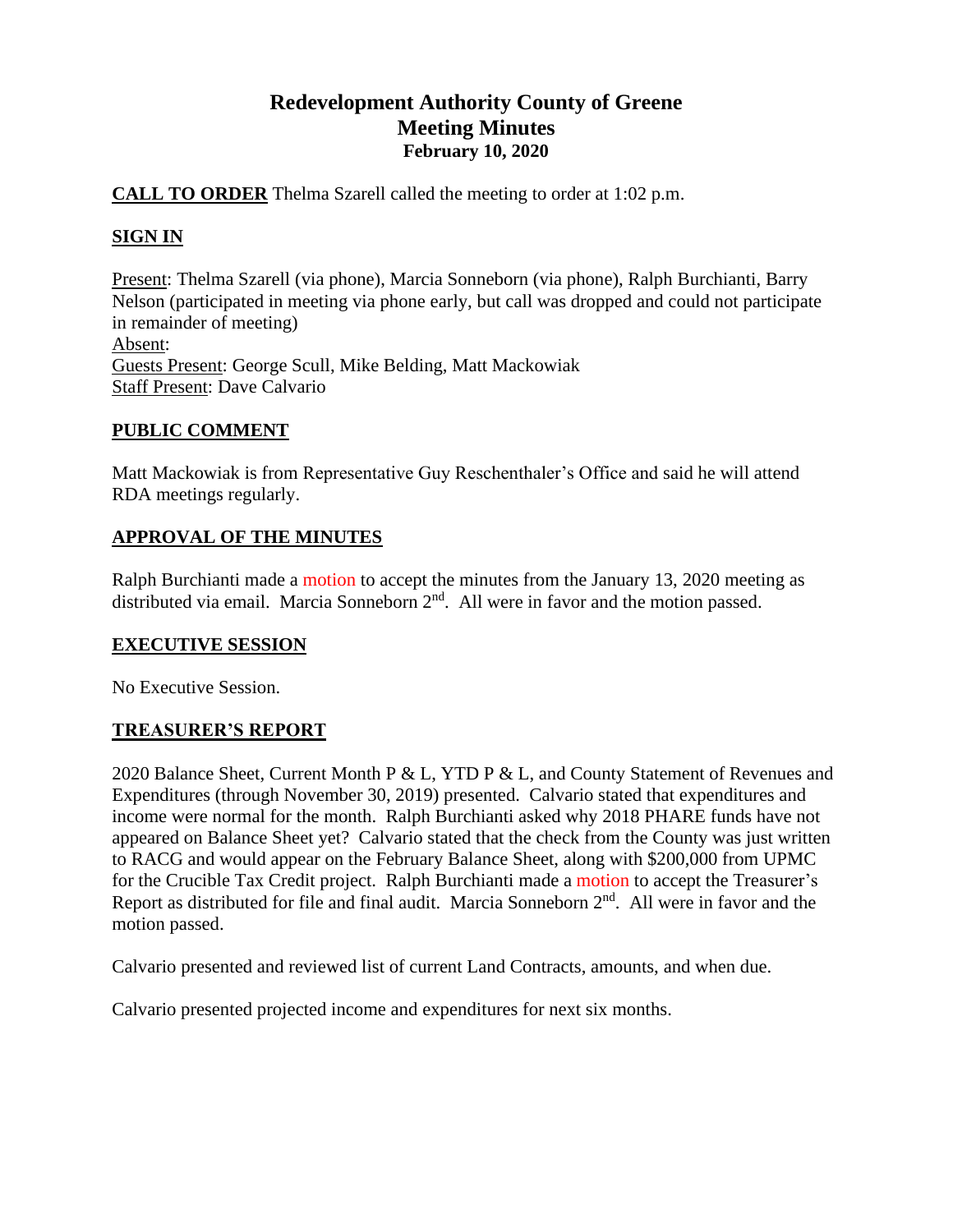# Redevelopment Authority County of Greene
## Meeting Minutes
### February 10, 2020

**CALL TO ORDER** Thelma Szarell called the meeting to order at 1:02 p.m.

**SIGN IN**

Present: Thelma Szarell (via phone), Marcia Sonneborn (via phone), Ralph Burchianti, Barry Nelson (participated in meeting via phone early, but call was dropped and could not participate in remainder of meeting)
Absent:
Guests Present: George Scull, Mike Belding, Matt Mackowiak
Staff Present: Dave Calvario

**PUBLIC COMMENT**

Matt Mackowiak is from Representative Guy Reschenthaler's Office and said he will attend RDA meetings regularly.

**APPROVAL OF THE MINUTES**

Ralph Burchianti made a motion to accept the minutes from the January 13, 2020 meeting as distributed via email. Marcia Sonneborn 2nd. All were in favor and the motion passed.

**EXECUTIVE SESSION**

No Executive Session.

**TREASURER'S REPORT**

2020 Balance Sheet, Current Month P & L, YTD P & L, and County Statement of Revenues and Expenditures (through November 30, 2019) presented. Calvario stated that expenditures and income were normal for the month. Ralph Burchianti asked why 2018 PHARE funds have not appeared on Balance Sheet yet? Calvario stated that the check from the County was just written to RACG and would appear on the February Balance Sheet, along with $200,000 from UPMC for the Crucible Tax Credit project. Ralph Burchianti made a motion to accept the Treasurer's Report as distributed for file and final audit. Marcia Sonneborn 2nd. All were in favor and the motion passed.

Calvario presented and reviewed list of current Land Contracts, amounts, and when due.

Calvario presented projected income and expenditures for next six months.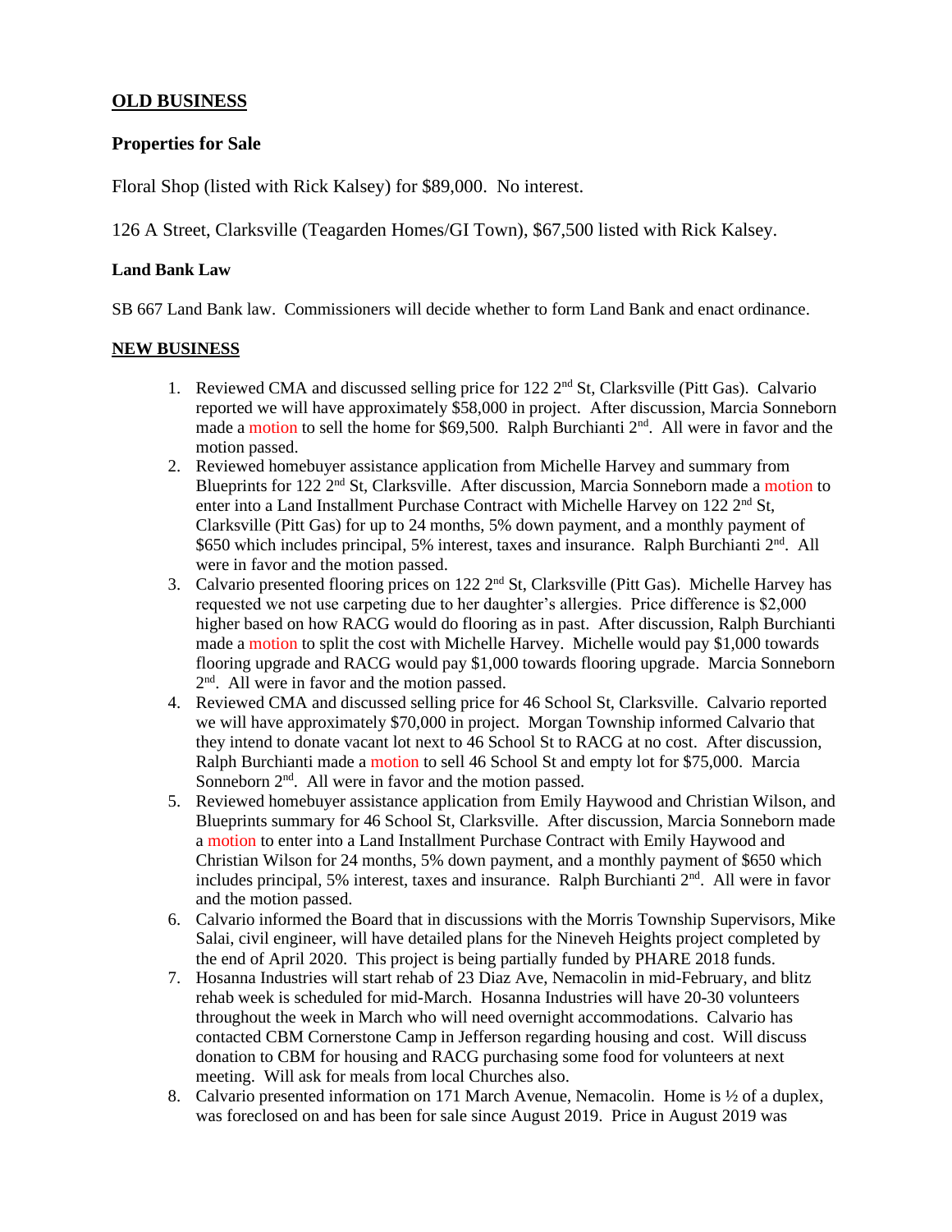## OLD BUSINESS

### Properties for Sale

Floral Shop (listed with Rick Kalsey) for $89,000. No interest.

126 A Street, Clarksville (Teagarden Homes/GI Town), $67,500 listed with Rick Kalsey.

#### Land Bank Law

SB 667 Land Bank law. Commissioners will decide whether to form Land Bank and enact ordinance.

## NEW BUSINESS

1. Reviewed CMA and discussed selling price for 122 2nd St, Clarksville (Pitt Gas). Calvario reported we will have approximately $58,000 in project. After discussion, Marcia Sonneborn made a motion to sell the home for $69,500. Ralph Burchianti 2nd. All were in favor and the motion passed.
2. Reviewed homebuyer assistance application from Michelle Harvey and summary from Blueprints for 122 2nd St, Clarksville. After discussion, Marcia Sonneborn made a motion to enter into a Land Installment Purchase Contract with Michelle Harvey on 122 2nd St, Clarksville (Pitt Gas) for up to 24 months, 5% down payment, and a monthly payment of $650 which includes principal, 5% interest, taxes and insurance. Ralph Burchianti 2nd. All were in favor and the motion passed.
3. Calvario presented flooring prices on 122 2nd St, Clarksville (Pitt Gas). Michelle Harvey has requested we not use carpeting due to her daughter's allergies. Price difference is $2,000 higher based on how RACG would do flooring as in past. After discussion, Ralph Burchianti made a motion to split the cost with Michelle Harvey. Michelle would pay $1,000 towards flooring upgrade and RACG would pay $1,000 towards flooring upgrade. Marcia Sonneborn 2nd. All were in favor and the motion passed.
4. Reviewed CMA and discussed selling price for 46 School St, Clarksville. Calvario reported we will have approximately $70,000 in project. Morgan Township informed Calvario that they intend to donate vacant lot next to 46 School St to RACG at no cost. After discussion, Ralph Burchianti made a motion to sell 46 School St and empty lot for $75,000. Marcia Sonneborn 2nd. All were in favor and the motion passed.
5. Reviewed homebuyer assistance application from Emily Haywood and Christian Wilson, and Blueprints summary for 46 School St, Clarksville. After discussion, Marcia Sonneborn made a motion to enter into a Land Installment Purchase Contract with Emily Haywood and Christian Wilson for 24 months, 5% down payment, and a monthly payment of $650 which includes principal, 5% interest, taxes and insurance. Ralph Burchianti 2nd. All were in favor and the motion passed.
6. Calvario informed the Board that in discussions with the Morris Township Supervisors, Mike Salai, civil engineer, will have detailed plans for the Nineveh Heights project completed by the end of April 2020. This project is being partially funded by PHARE 2018 funds.
7. Hosanna Industries will start rehab of 23 Diaz Ave, Nemacolin in mid-February, and blitz rehab week is scheduled for mid-March. Hosanna Industries will have 20-30 volunteers throughout the week in March who will need overnight accommodations. Calvario has contacted CBM Cornerstone Camp in Jefferson regarding housing and cost. Will discuss donation to CBM for housing and RACG purchasing some food for volunteers at next meeting. Will ask for meals from local Churches also.
8. Calvario presented information on 171 March Avenue, Nemacolin. Home is ½ of a duplex, was foreclosed on and has been for sale since August 2019. Price in August 2019 was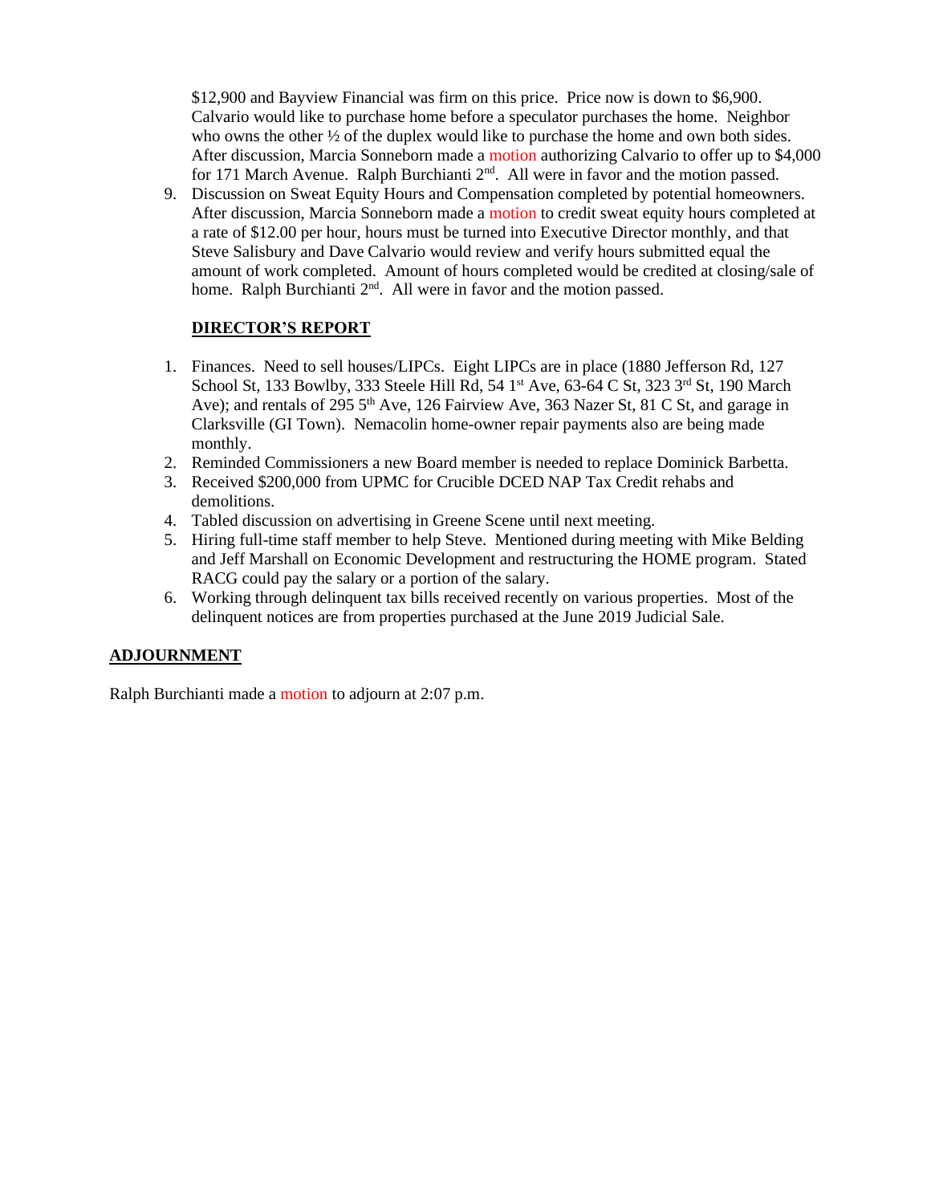$12,900 and Bayview Financial was firm on this price. Price now is down to $6,900. Calvario would like to purchase home before a speculator purchases the home. Neighbor who owns the other ½ of the duplex would like to purchase the home and own both sides. After discussion, Marcia Sonneborn made a motion authorizing Calvario to offer up to $4,000 for 171 March Avenue. Ralph Burchianti 2nd. All were in favor and the motion passed.

9. Discussion on Sweat Equity Hours and Compensation completed by potential homeowners. After discussion, Marcia Sonneborn made a motion to credit sweat equity hours completed at a rate of $12.00 per hour, hours must be turned into Executive Director monthly, and that Steve Salisbury and Dave Calvario would review and verify hours submitted equal the amount of work completed. Amount of hours completed would be credited at closing/sale of home. Ralph Burchianti 2nd. All were in favor and the motion passed.

## DIRECTOR'S REPORT

1. Finances. Need to sell houses/LIPCs. Eight LIPCs are in place (1880 Jefferson Rd, 127 School St, 133 Bowlby, 333 Steele Hill Rd, 54 1st Ave, 63-64 C St, 323 3rd St, 190 March Ave); and rentals of 295 5th Ave, 126 Fairview Ave, 363 Nazer St, 81 C St, and garage in Clarksville (GI Town). Nemacolin home-owner repair payments also are being made monthly.
2. Reminded Commissioners a new Board member is needed to replace Dominick Barbetta.
3. Received $200,000 from UPMC for Crucible DCED NAP Tax Credit rehabs and demolitions.
4. Tabled discussion on advertising in Greene Scene until next meeting.
5. Hiring full-time staff member to help Steve. Mentioned during meeting with Mike Belding and Jeff Marshall on Economic Development and restructuring the HOME program. Stated RACG could pay the salary or a portion of the salary.
6. Working through delinquent tax bills received recently on various properties. Most of the delinquent notices are from properties purchased at the June 2019 Judicial Sale.

## ADJOURNMENT

Ralph Burchianti made a motion to adjourn at 2:07 p.m.